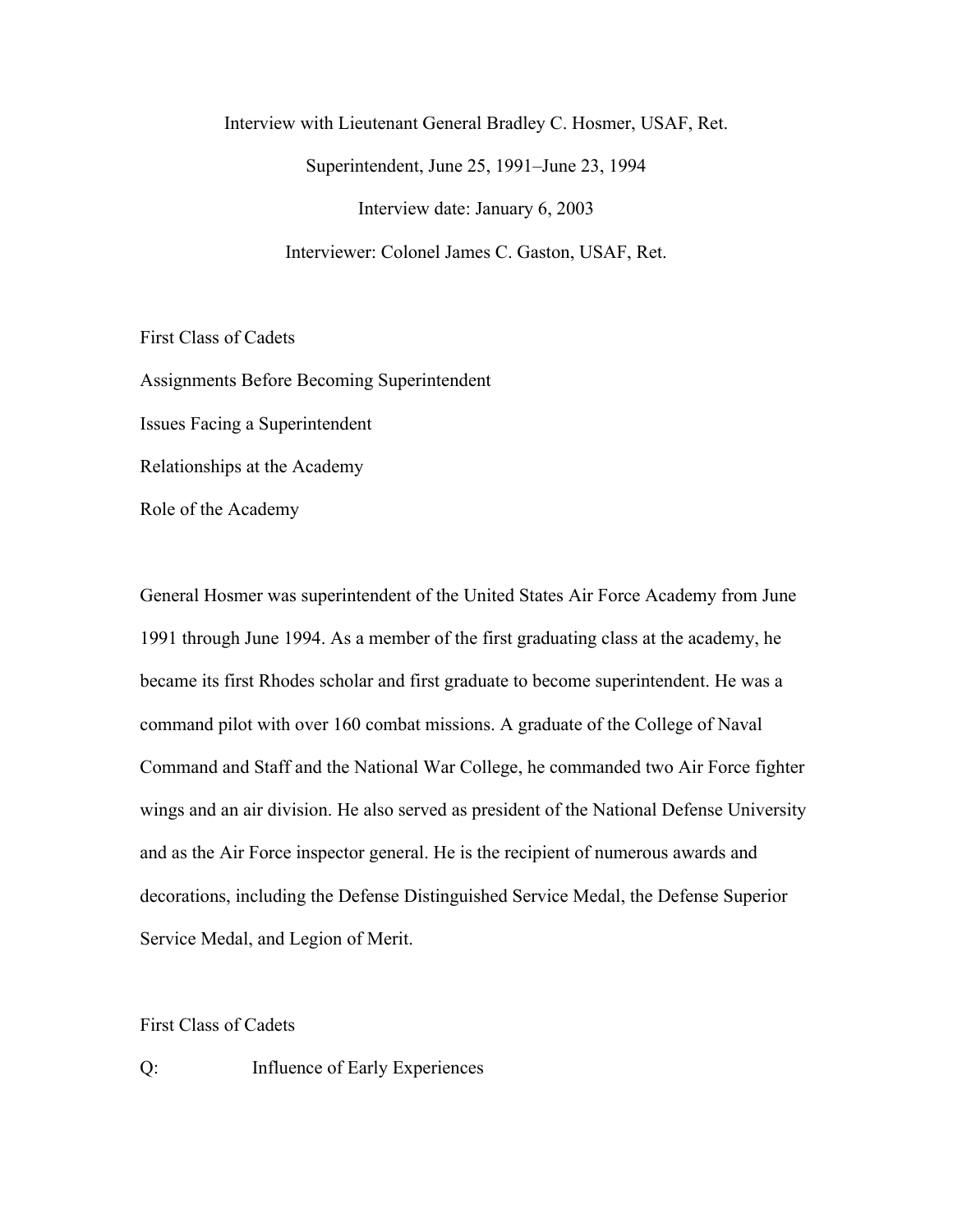# Interview with Lieutenant General Bradley C. Hosmer, USAF, Ret.

Superintendent, June 25, 1991–June 23, 1994

Interview date: January 6, 2003

Interviewer: Colonel James C. Gaston, USAF, Ret.

First Class of Cadets

Assignments Before Becoming Superintendent

Issues Facing a Superintendent

Relationships at the Academy

Role of the Academy

General Hosmer was superintendent of the United States Air Force Academy from June 1991 through June 1994. As a member of the first graduating class at the academy, he became its first Rhodes scholar and first graduate to become superintendent. He was a command pilot with over 160 combat missions. A graduate of the College of Naval Command and Staff and the National War College, he commanded two Air Force fighter wings and an air division. He also served as president of the National Defense University and as the Air Force inspector general. He is the recipient of numerous awards and decorations, including the Defense Distinguished Service Medal, the Defense Superior Service Medal, and Legion of Merit.

## First Class of Cadets

Q: Influence of Early Experiences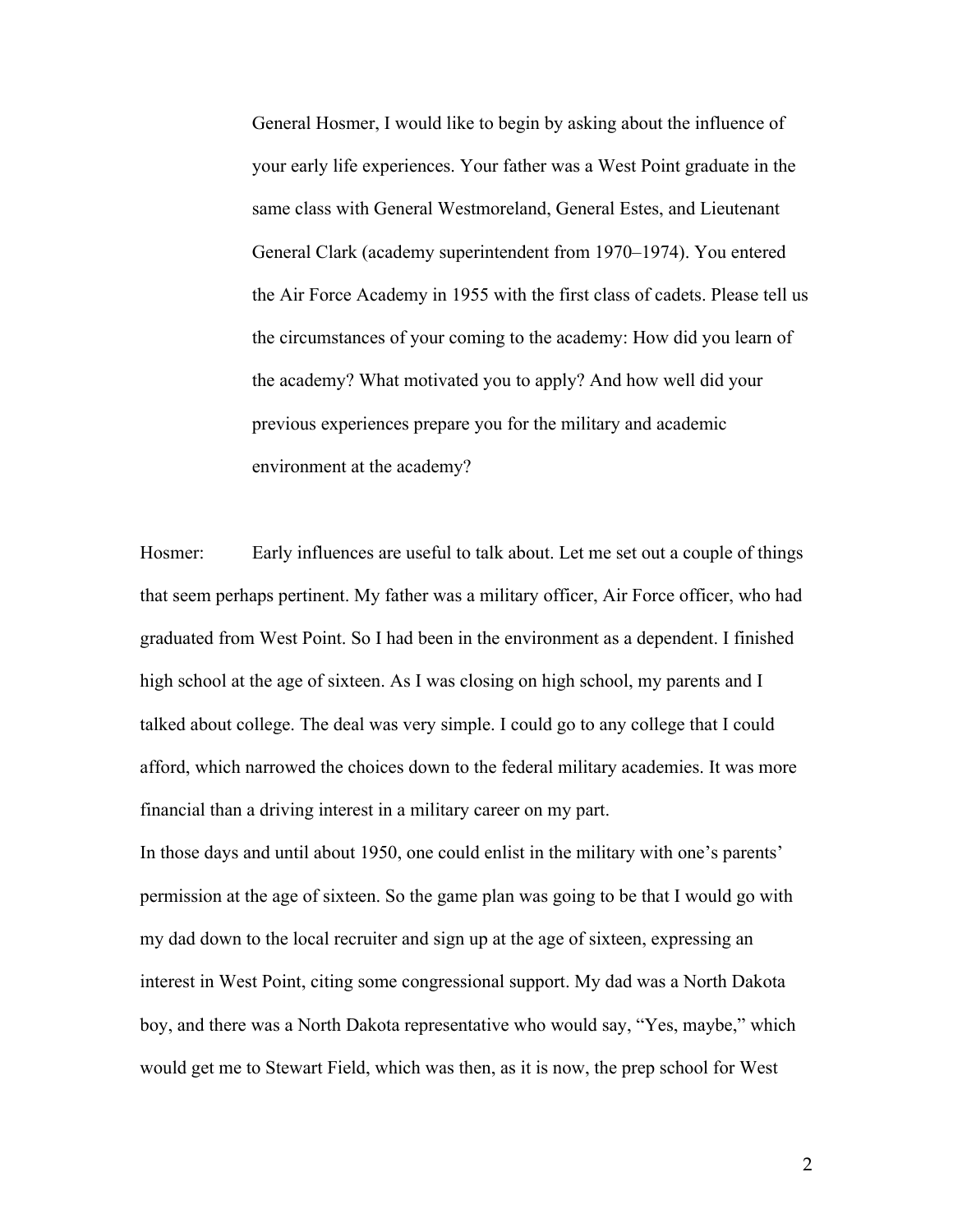General Hosmer, I would like to begin by asking about the influence of your early life experiences. Your father was a West Point graduate in the same class with General Westmoreland, General Estes, and Lieutenant General Clark (academy superintendent from 1970–1974). You entered the Air Force Academy in 1955 with the first class of cadets. Please tell us the circumstances of your coming to the academy: How did you learn of the academy? What motivated you to apply? And how well did your previous experiences prepare you for the military and academic environment at the academy?

Hosmer: Early influences are useful to talk about. Let me set out a couple of things that seem perhaps pertinent. My father was a military officer, Air Force officer, who had graduated from West Point. So I had been in the environment as a dependent. I finished high school at the age of sixteen. As I was closing on high school, my parents and I talked about college. The deal was very simple. I could go to any college that I could afford, which narrowed the choices down to the federal military academies. It was more financial than a driving interest in a military career on my part.

In those days and until about 1950, one could enlist in the military with one's parents' permission at the age of sixteen. So the game plan was going to be that I would go with my dad down to the local recruiter and sign up at the age of sixteen, expressing an interest in West Point, citing some congressional support. My dad was a North Dakota boy, and there was a North Dakota representative who would say, "Yes, maybe," which would get me to Stewart Field, which was then, as it is now, the prep school for West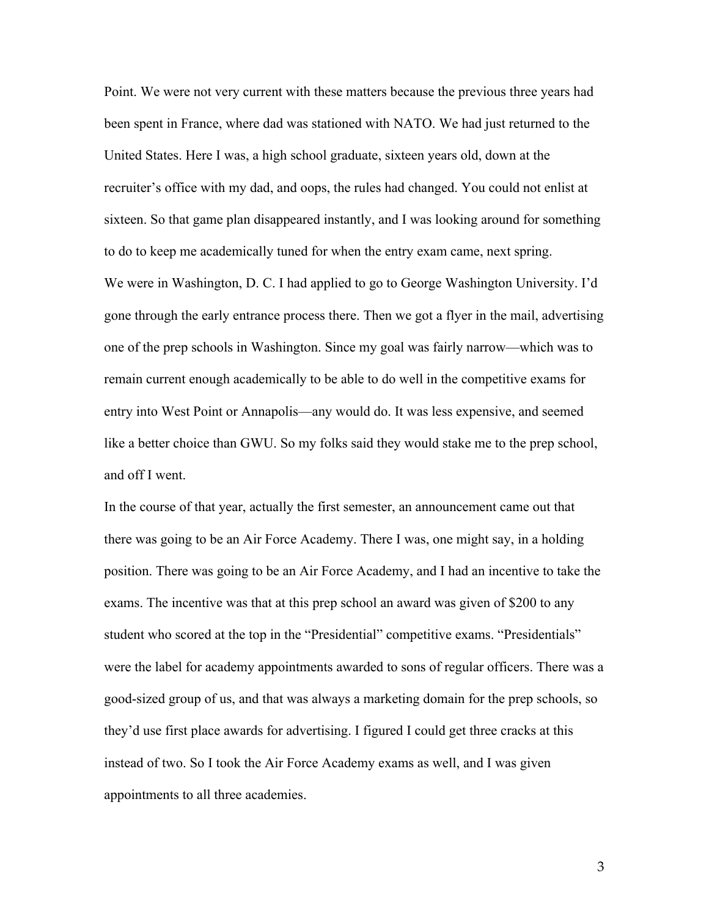Point. We were not very current with these matters because the previous three years had been spent in France, where dad was stationed with NATO. We had just returned to the United States. Here I was, a high school graduate, sixteen years old, down at the recruiter's office with my dad, and oops, the rules had changed. You could not enlist at sixteen. So that game plan disappeared instantly, and I was looking around for something to do to keep me academically tuned for when the entry exam came, next spring.

We were in Washington, D. C. I had applied to go to George Washington University. I'd gone through the early entrance process there. Then we got a flyer in the mail, advertising one of the prep schools in Washington. Since my goal was fairly narrow—which was to remain current enough academically to be able to do well in the competitive exams for entry into West Point or Annapolis—any would do. It was less expensive, and seemed like a better choice than GWU. So my folks said they would stake me to the prep school, and off I went.

In the course of that year, actually the first semester, an announcement came out that there was going to be an Air Force Academy. There I was, one might say, in a holding position. There was going to be an Air Force Academy, and I had an incentive to take the exams. The incentive was that at this prep school an award was given of $200 to any student who scored at the top in the "Presidential" competitive exams. "Presidentials" were the label for academy appointments awarded to sons of regular officers. There was a good-sized group of us, and that was always a marketing domain for the prep schools, so they'd use first place awards for advertising. I figured I could get three cracks at this instead of two. So I took the Air Force Academy exams as well, and I was given appointments to all three academies.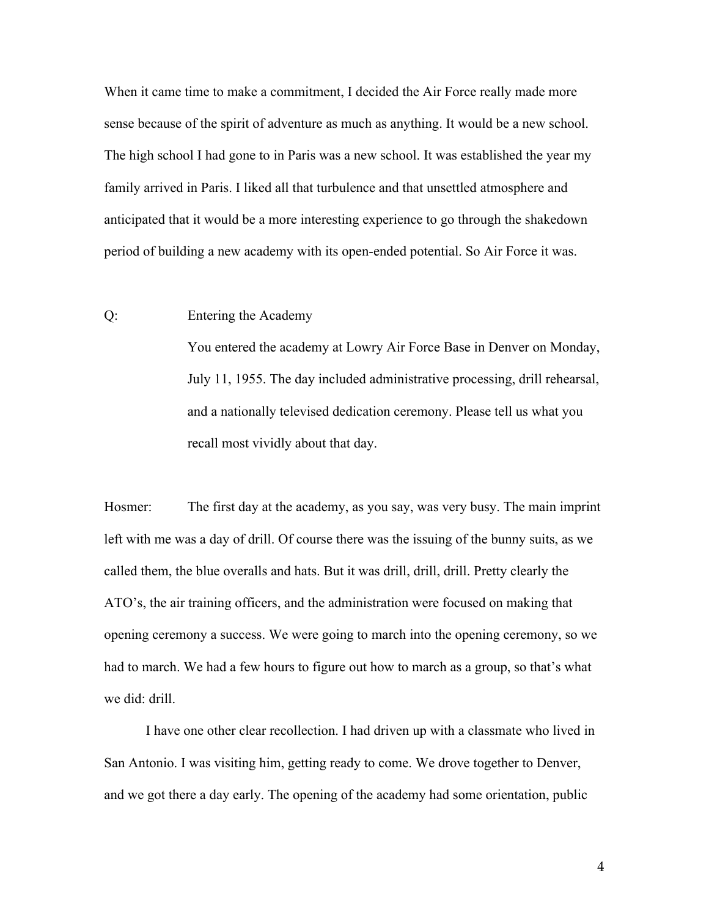When it came time to make a commitment, I decided the Air Force really made more sense because of the spirit of adventure as much as anything. It would be a new school. The high school I had gone to in Paris was a new school. It was established the year my family arrived in Paris. I liked all that turbulence and that unsettled atmosphere and anticipated that it would be a more interesting experience to go through the shakedown period of building a new academy with its open-ended potential. So Air Force it was.

Q: Entering the Academy

You entered the academy at Lowry Air Force Base in Denver on Monday, July 11, 1955. The day included administrative processing, drill rehearsal, and a nationally televised dedication ceremony. Please tell us what you recall most vividly about that day.

Hosmer: The first day at the academy, as you say, was very busy. The main imprint left with me was a day of drill. Of course there was the issuing of the bunny suits, as we called them, the blue overalls and hats. But it was drill, drill, drill. Pretty clearly the ATO's, the air training officers, and the administration were focused on making that opening ceremony a success. We were going to march into the opening ceremony, so we had to march. We had a few hours to figure out how to march as a group, so that's what we did: drill.

I have one other clear recollection. I had driven up with a classmate who lived in San Antonio. I was visiting him, getting ready to come. We drove together to Denver, and we got there a day early. The opening of the academy had some orientation, public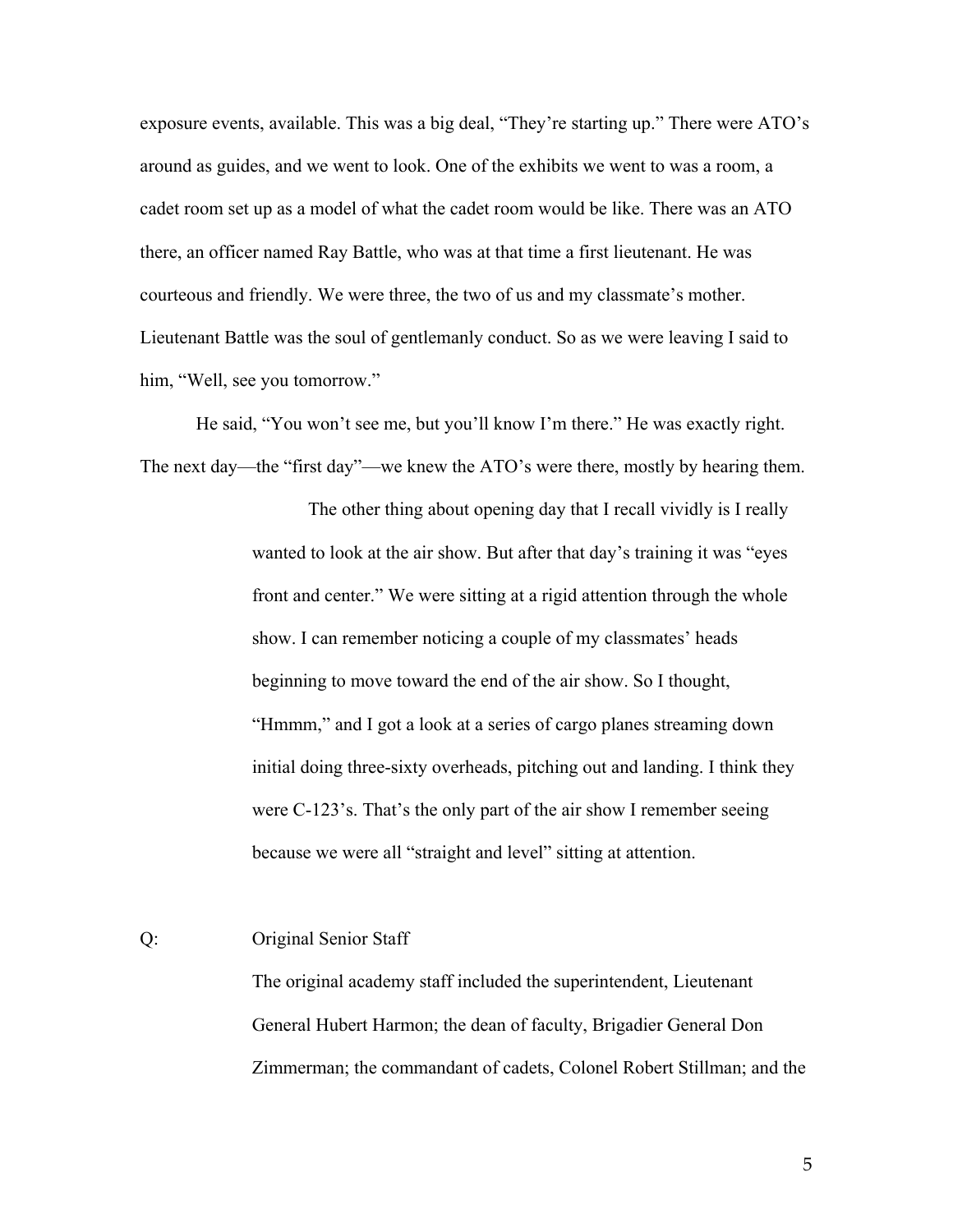exposure events, available. This was a big deal, "They're starting up." There were ATO's around as guides, and we went to look. One of the exhibits we went to was a room, a cadet room set up as a model of what the cadet room would be like. There was an ATO there, an officer named Ray Battle, who was at that time a first lieutenant. He was courteous and friendly. We were three, the two of us and my classmate's mother. Lieutenant Battle was the soul of gentlemanly conduct. So as we were leaving I said to him, "Well, see you tomorrow."

He said, "You won't see me, but you'll know I'm there." He was exactly right. The next day—the "first day"—we knew the ATO's were there, mostly by hearing them.

> The other thing about opening day that I recall vividly is I really wanted to look at the air show. But after that day's training it was "eyes front and center." We were sitting at a rigid attention through the whole show. I can remember noticing a couple of my classmates' heads beginning to move toward the end of the air show. So I thought, "Hmmm," and I got a look at a series of cargo planes streaming down initial doing three-sixty overheads, pitching out and landing. I think they were C-123's. That's the only part of the air show I remember seeing because we were all "straight and level" sitting at attention.

Q: Original Senior Staff

The original academy staff included the superintendent, Lieutenant General Hubert Harmon; the dean of faculty, Brigadier General Don Zimmerman; the commandant of cadets, Colonel Robert Stillman; and the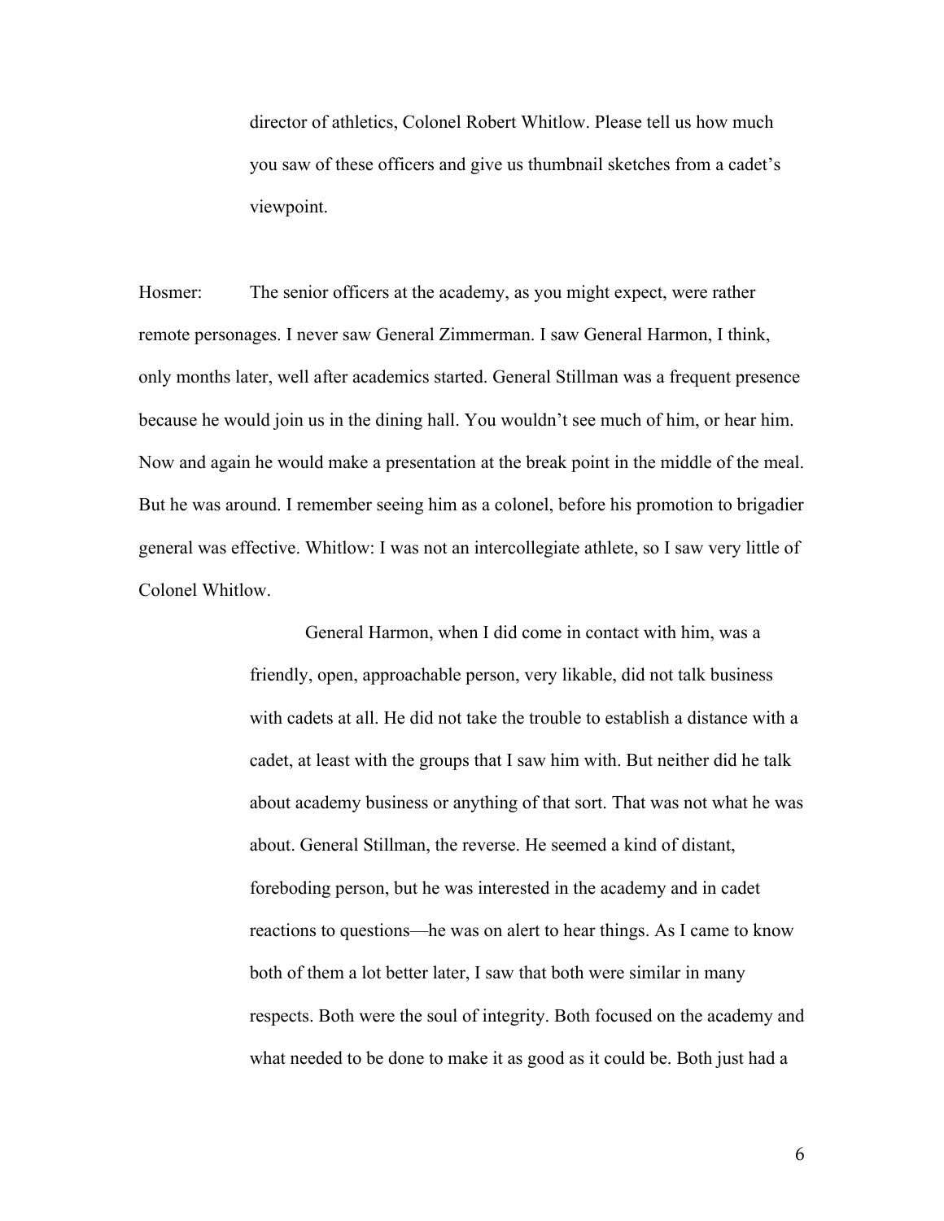director of athletics, Colonel Robert Whitlow. Please tell us how much you saw of these officers and give us thumbnail sketches from a cadet's viewpoint.

Hosmer: The senior officers at the academy, as you might expect, were rather remote personages. I never saw General Zimmerman. I saw General Harmon, I think, only months later, well after academics started. General Stillman was a frequent presence because he would join us in the dining hall. You wouldn't see much of him, or hear him. Now and again he would make a presentation at the break point in the middle of the meal. But he was around. I remember seeing him as a colonel, before his promotion to brigadier general was effective. Whitlow: I was not an intercollegiate athlete, so I saw very little of Colonel Whitlow.

General Harmon, when I did come in contact with him, was a friendly, open, approachable person, very likable, did not talk business with cadets at all. He did not take the trouble to establish a distance with a cadet, at least with the groups that I saw him with. But neither did he talk about academy business or anything of that sort. That was not what he was about. General Stillman, the reverse. He seemed a kind of distant, foreboding person, but he was interested in the academy and in cadet reactions to questions—he was on alert to hear things. As I came to know both of them a lot better later, I saw that both were similar in many respects. Both were the soul of integrity. Both focused on the academy and what needed to be done to make it as good as it could be. Both just had a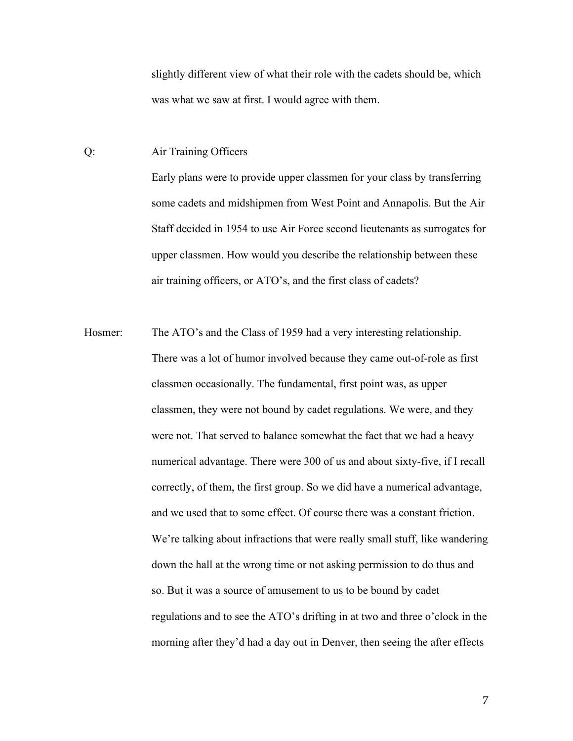slightly different view of what their role with the cadets should be, which was what we saw at first. I would agree with them.

Q: Air Training Officers

Early plans were to provide upper classmen for your class by transferring some cadets and midshipmen from West Point and Annapolis. But the Air Staff decided in 1954 to use Air Force second lieutenants as surrogates for upper classmen. How would you describe the relationship between these air training officers, or ATO's, and the first class of cadets?

Hosmer: The ATO's and the Class of 1959 had a very interesting relationship. There was a lot of humor involved because they came out-of-role as first classmen occasionally. The fundamental, first point was, as upper classmen, they were not bound by cadet regulations. We were, and they were not. That served to balance somewhat the fact that we had a heavy numerical advantage. There were 300 of us and about sixty-five, if I recall correctly, of them, the first group. So we did have a numerical advantage, and we used that to some effect. Of course there was a constant friction. We're talking about infractions that were really small stuff, like wandering down the hall at the wrong time or not asking permission to do thus and so. But it was a source of amusement to us to be bound by cadet regulations and to see the ATO's drifting in at two and three o'clock in the morning after they'd had a day out in Denver, then seeing the after effects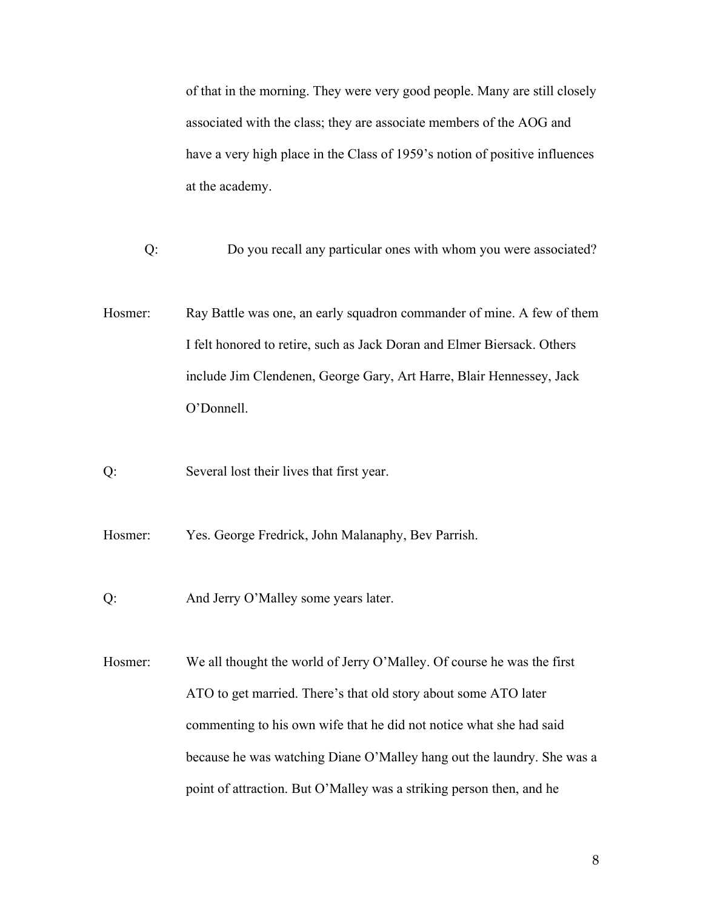of that in the morning. They were very good people. Many are still closely associated with the class; they are associate members of the AOG and have a very high place in the Class of 1959's notion of positive influences at the academy.

Q: Do you recall any particular ones with whom you were associated?

Hosmer: Ray Battle was one, an early squadron commander of mine. A few of them I felt honored to retire, such as Jack Doran and Elmer Biersack. Others include Jim Clendenen, George Gary, Art Harre, Blair Hennessey, Jack O'Donnell.

Q: Several lost their lives that first year.

Hosmer: Yes. George Fredrick, John Malanaphy, Bev Parrish.

Q: And Jerry O'Malley some years later.

Hosmer: We all thought the world of Jerry O'Malley. Of course he was the first ATO to get married. There's that old story about some ATO later commenting to his own wife that he did not notice what she had said because he was watching Diane O'Malley hang out the laundry. She was a point of attraction. But O'Malley was a striking person then, and he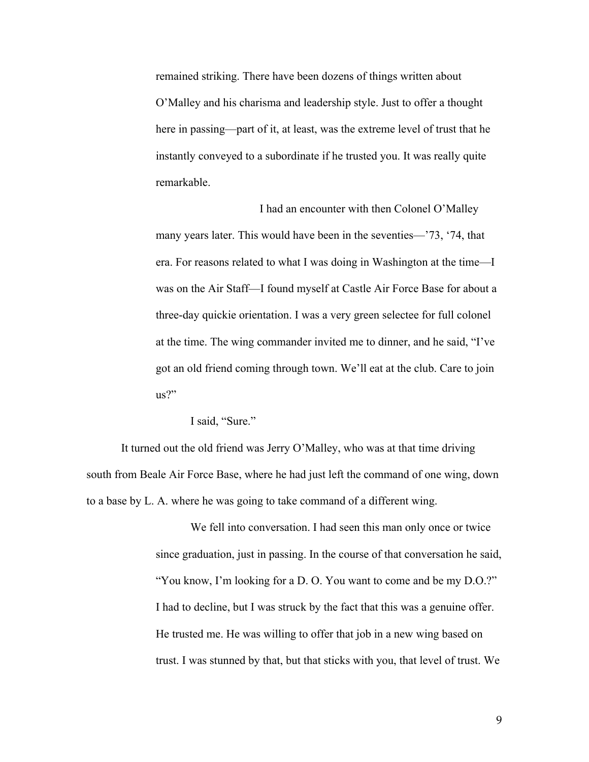remained striking. There have been dozens of things written about O'Malley and his charisma and leadership style. Just to offer a thought here in passing—part of it, at least, was the extreme level of trust that he instantly conveyed to a subordinate if he trusted you. It was really quite remarkable.

I had an encounter with then Colonel O'Malley many years later. This would have been in the seventies—'73, '74, that era. For reasons related to what I was doing in Washington at the time—I was on the Air Staff—I found myself at Castle Air Force Base for about a three-day quickie orientation. I was a very green selectee for full colonel at the time. The wing commander invited me to dinner, and he said, "I've got an old friend coming through town. We'll eat at the club. Care to join us?"

I said, "Sure."

It turned out the old friend was Jerry O'Malley, who was at that time driving south from Beale Air Force Base, where he had just left the command of one wing, down to a base by L. A. where he was going to take command of a different wing.

We fell into conversation. I had seen this man only once or twice since graduation, just in passing. In the course of that conversation he said, "You know, I'm looking for a D. O. You want to come and be my D.O.?" I had to decline, but I was struck by the fact that this was a genuine offer. He trusted me. He was willing to offer that job in a new wing based on trust. I was stunned by that, but that sticks with you, that level of trust. We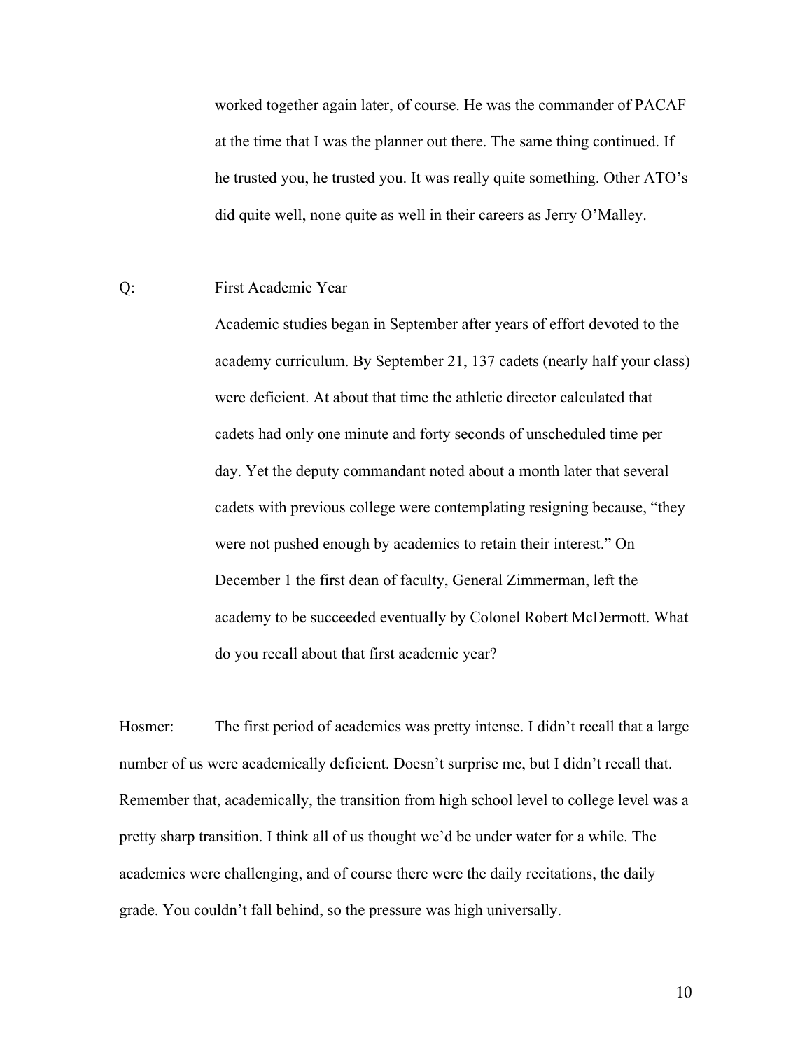worked together again later, of course. He was the commander of PACAF at the time that I was the planner out there. The same thing continued. If he trusted you, he trusted you. It was really quite something. Other ATO's did quite well, none quite as well in their careers as Jerry O'Malley.

Q: First Academic Year

Academic studies began in September after years of effort devoted to the academy curriculum. By September 21, 137 cadets (nearly half your class) were deficient. At about that time the athletic director calculated that cadets had only one minute and forty seconds of unscheduled time per day. Yet the deputy commandant noted about a month later that several cadets with previous college were contemplating resigning because, "they were not pushed enough by academics to retain their interest." On December 1 the first dean of faculty, General Zimmerman, left the academy to be succeeded eventually by Colonel Robert McDermott. What do you recall about that first academic year?

Hosmer: The first period of academics was pretty intense. I didn't recall that a large number of us were academically deficient. Doesn't surprise me, but I didn't recall that. Remember that, academically, the transition from high school level to college level was a pretty sharp transition. I think all of us thought we'd be under water for a while. The academics were challenging, and of course there were the daily recitations, the daily grade. You couldn't fall behind, so the pressure was high universally.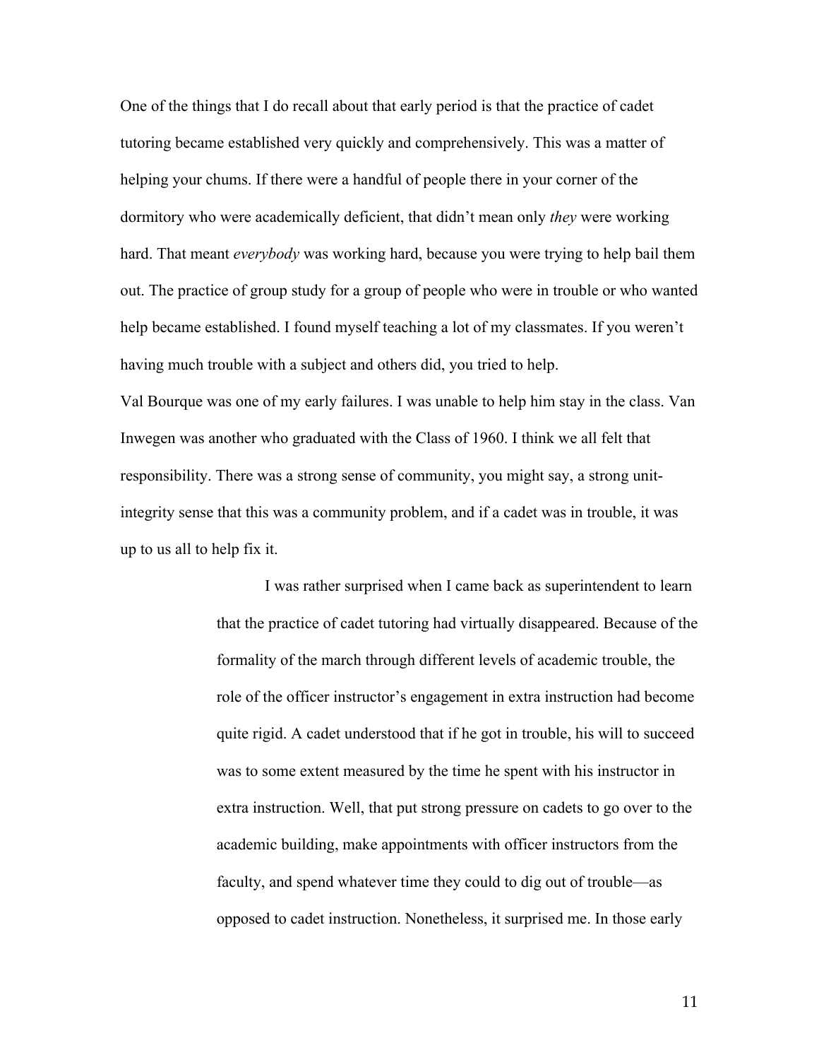One of the things that I do recall about that early period is that the practice of cadet tutoring became established very quickly and comprehensively. This was a matter of helping your chums. If there were a handful of people there in your corner of the dormitory who were academically deficient, that didn't mean only *they* were working hard. That meant *everybody* was working hard, because you were trying to help bail them out. The practice of group study for a group of people who were in trouble or who wanted help became established. I found myself teaching a lot of my classmates. If you weren't having much trouble with a subject and others did, you tried to help.

Val Bourque was one of my early failures. I was unable to help him stay in the class. Van Inwegen was another who graduated with the Class of 1960. I think we all felt that responsibility. There was a strong sense of community, you might say, a strong unit-integrity sense that this was a community problem, and if a cadet was in trouble, it was up to us all to help fix it.

> I was rather surprised when I came back as superintendent to learn that the practice of cadet tutoring had virtually disappeared. Because of the formality of the march through different levels of academic trouble, the role of the officer instructor's engagement in extra instruction had become quite rigid. A cadet understood that if he got in trouble, his will to succeed was to some extent measured by the time he spent with his instructor in extra instruction. Well, that put strong pressure on cadets to go over to the academic building, make appointments with officer instructors from the faculty, and spend whatever time they could to dig out of trouble—as opposed to cadet instruction. Nonetheless, it surprised me. In those early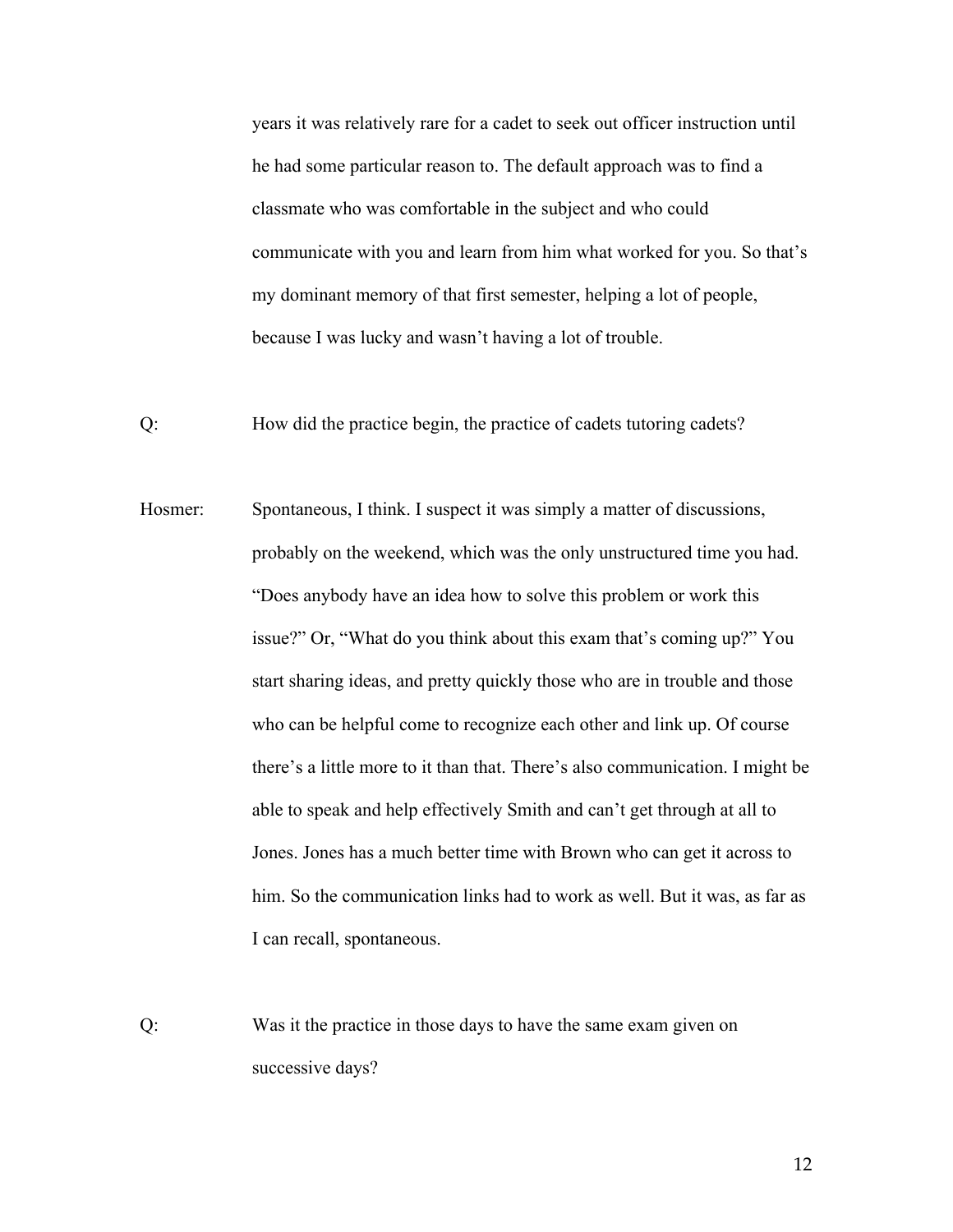years it was relatively rare for a cadet to seek out officer instruction until he had some particular reason to. The default approach was to find a classmate who was comfortable in the subject and who could communicate with you and learn from him what worked for you. So that's my dominant memory of that first semester, helping a lot of people, because I was lucky and wasn't having a lot of trouble.

Q: How did the practice begin, the practice of cadets tutoring cadets?

Hosmer: Spontaneous, I think. I suspect it was simply a matter of discussions, probably on the weekend, which was the only unstructured time you had. "Does anybody have an idea how to solve this problem or work this issue?" Or, "What do you think about this exam that's coming up?" You start sharing ideas, and pretty quickly those who are in trouble and those who can be helpful come to recognize each other and link up. Of course there's a little more to it than that. There's also communication. I might be able to speak and help effectively Smith and can't get through at all to Jones. Jones has a much better time with Brown who can get it across to him. So the communication links had to work as well. But it was, as far as I can recall, spontaneous.

Q: Was it the practice in those days to have the same exam given on successive days?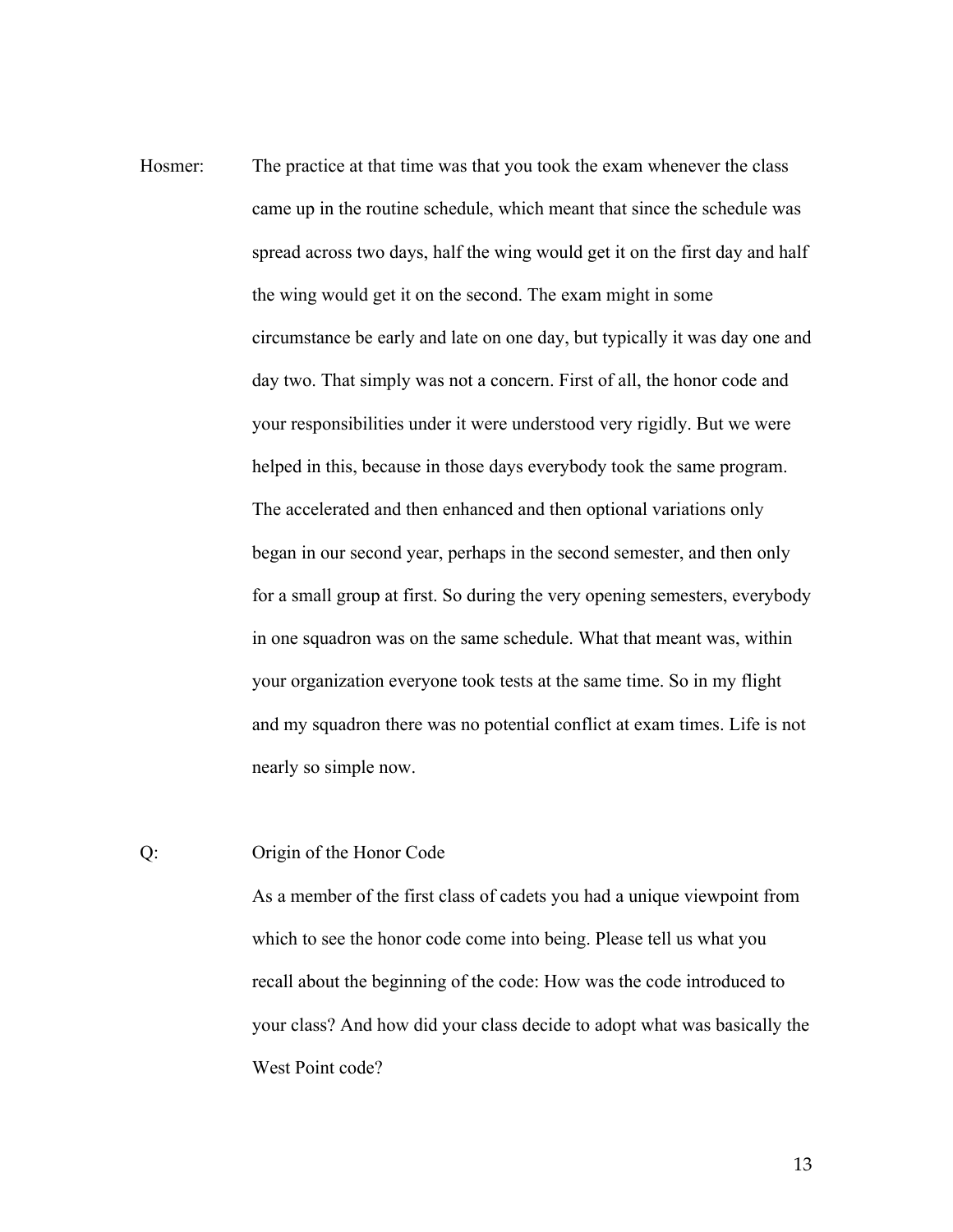Hosmer: The practice at that time was that you took the exam whenever the class came up in the routine schedule, which meant that since the schedule was spread across two days, half the wing would get it on the first day and half the wing would get it on the second. The exam might in some circumstance be early and late on one day, but typically it was day one and day two. That simply was not a concern. First of all, the honor code and your responsibilities under it were understood very rigidly. But we were helped in this, because in those days everybody took the same program. The accelerated and then enhanced and then optional variations only began in our second year, perhaps in the second semester, and then only for a small group at first. So during the very opening semesters, everybody in one squadron was on the same schedule. What that meant was, within your organization everyone took tests at the same time. So in my flight and my squadron there was no potential conflict at exam times. Life is not nearly so simple now.

Q: Origin of the Honor Code

As a member of the first class of cadets you had a unique viewpoint from which to see the honor code come into being. Please tell us what you recall about the beginning of the code: How was the code introduced to your class? And how did your class decide to adopt what was basically the West Point code?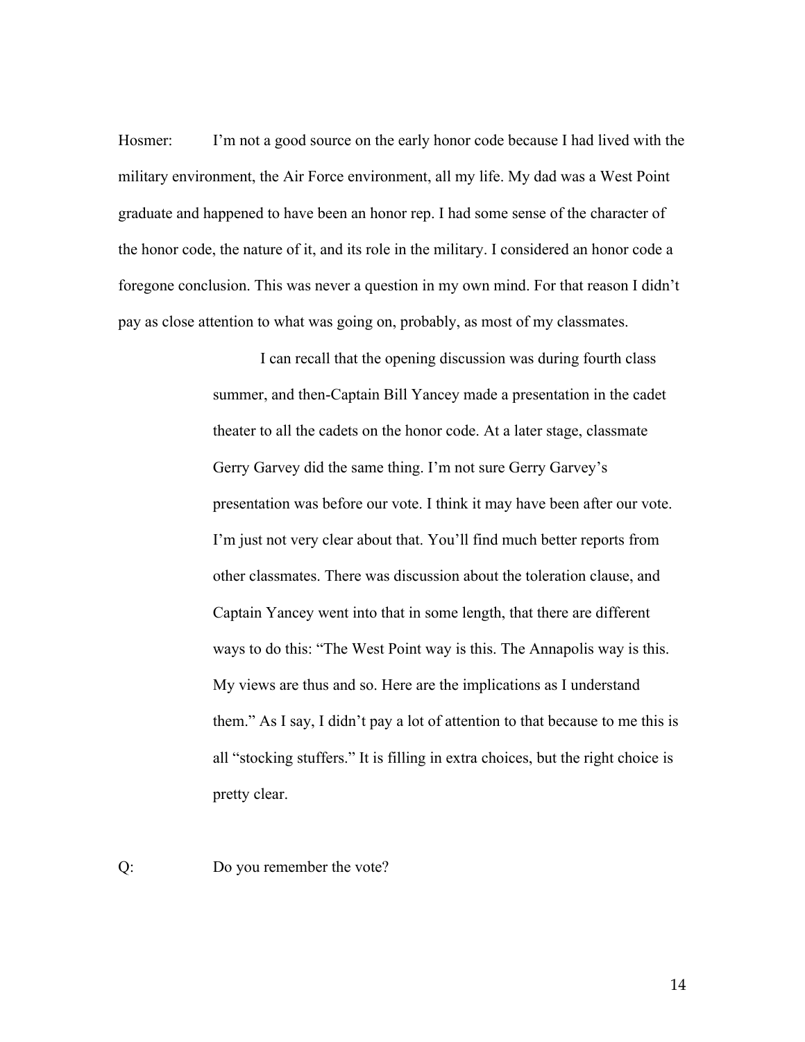Hosmer: I'm not a good source on the early honor code because I had lived with the military environment, the Air Force environment, all my life. My dad was a West Point graduate and happened to have been an honor rep. I had some sense of the character of the honor code, the nature of it, and its role in the military. I considered an honor code a foregone conclusion. This was never a question in my own mind. For that reason I didn't pay as close attention to what was going on, probably, as most of my classmates.

I can recall that the opening discussion was during fourth class summer, and then-Captain Bill Yancey made a presentation in the cadet theater to all the cadets on the honor code. At a later stage, classmate Gerry Garvey did the same thing. I'm not sure Gerry Garvey's presentation was before our vote. I think it may have been after our vote. I'm just not very clear about that. You'll find much better reports from other classmates. There was discussion about the toleration clause, and Captain Yancey went into that in some length, that there are different ways to do this: "The West Point way is this. The Annapolis way is this. My views are thus and so. Here are the implications as I understand them." As I say, I didn't pay a lot of attention to that because to me this is all "stocking stuffers." It is filling in extra choices, but the right choice is pretty clear.

Q: Do you remember the vote?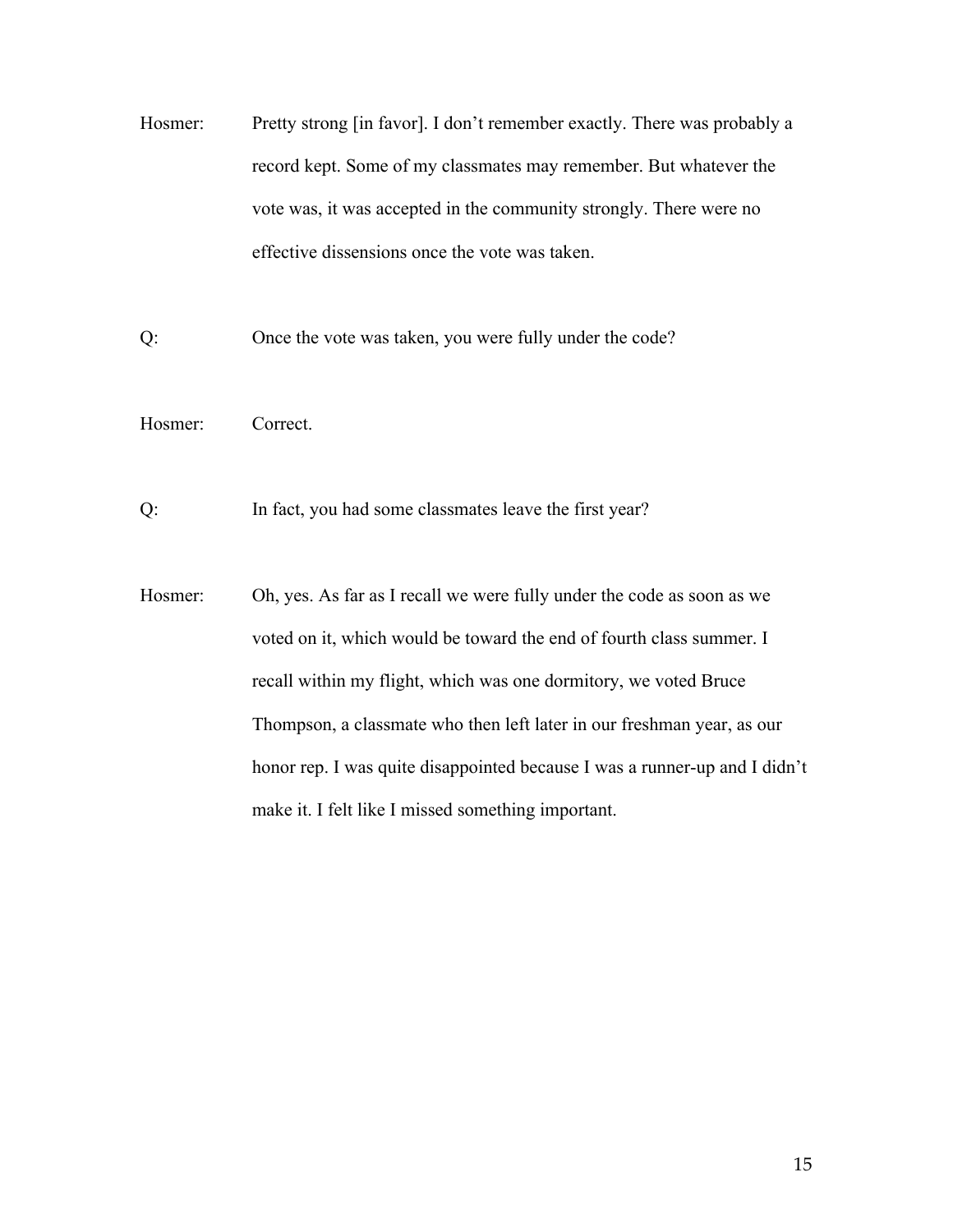Hosmer: Pretty strong [in favor]. I don't remember exactly. There was probably a record kept. Some of my classmates may remember. But whatever the vote was, it was accepted in the community strongly. There were no effective dissensions once the vote was taken.

Q: Once the vote was taken, you were fully under the code?

Hosmer: Correct.

Q: In fact, you had some classmates leave the first year?

Hosmer: Oh, yes. As far as I recall we were fully under the code as soon as we voted on it, which would be toward the end of fourth class summer. I recall within my flight, which was one dormitory, we voted Bruce Thompson, a classmate who then left later in our freshman year, as our honor rep. I was quite disappointed because I was a runner-up and I didn't make it. I felt like I missed something important.